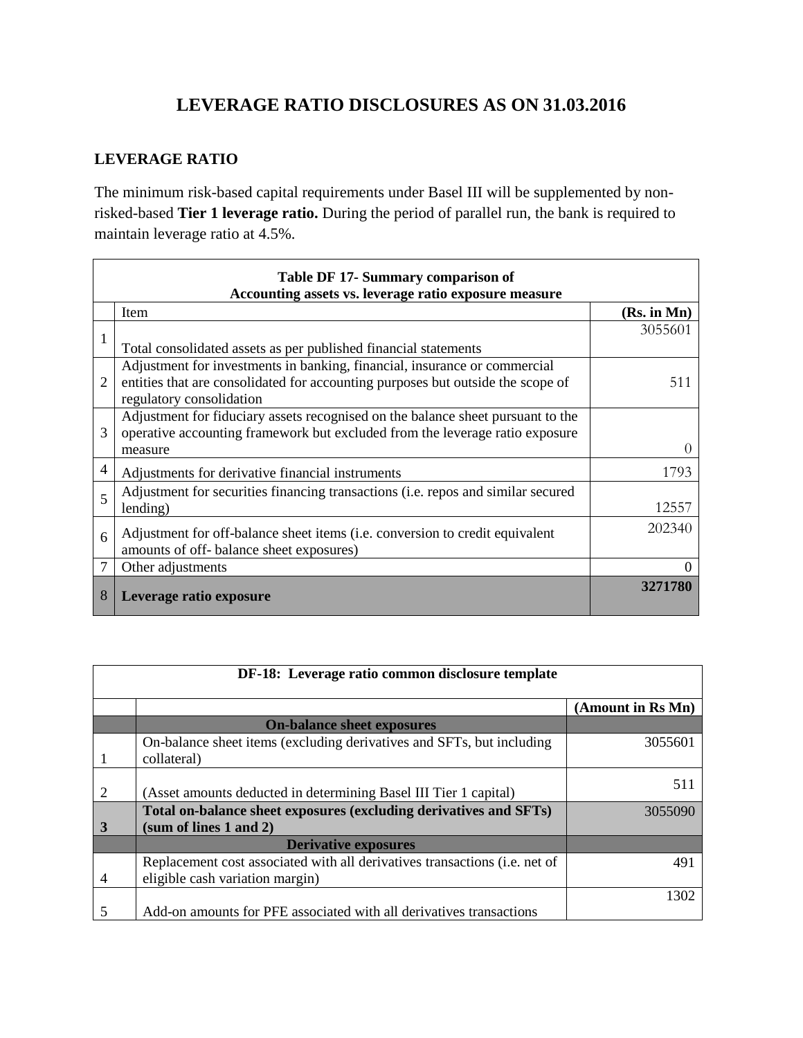# LEVERAGE RATIO DISCLOSURES AS ON 31.03.2016

## LEVERAGE RATIO

The minimum risk-based capital requirements under Basel III will be supplemented by non-risked-based **Tier 1 leverage ratio.** During the period of parallel run, the bank is required to maintain leverage ratio at 4.5%.

| Table DF 17- Summary comparison of Accounting assets vs. leverage ratio exposure measure | | |
|---|---|---|
| | Item | (Rs. in Mn) |
| 1 | Total consolidated assets as per published financial statements | 3055601 |
| 2 | Adjustment for investments in banking, financial, insurance or commercial entities that are consolidated for accounting purposes but outside the scope of regulatory consolidation | 511 |
| 3 | Adjustment for fiduciary assets recognised on the balance sheet pursuant to the operative accounting framework but excluded from the leverage ratio exposure measure | 0 |
| 4 | Adjustments for derivative financial instruments | 1793 |
| 5 | Adjustment for securities financing transactions (i.e. repos and similar secured lending) | 12557 |
| 6 | Adjustment for off-balance sheet items (i.e. conversion to credit equivalent amounts of off- balance sheet exposures) | 202340 |
| 7 | Other adjustments | 0 |
| 8 | **Leverage ratio exposure** | **3271780** |

| DF-18: Leverage ratio common disclosure template | | |
|---|---|---|
| | | (Amount in Rs Mn) |
| | **On-balance sheet exposures** | |
| 1 | On-balance sheet items (excluding derivatives and SFTs, but including collateral) | 3055601 |
| 2 | (Asset amounts deducted in determining Basel III Tier 1 capital) | 511 |
| **3** | **Total on-balance sheet exposures (excluding derivatives and SFTs) (sum of lines 1 and 2)** | 3055090 |
| | **Derivative exposures** | |
| 4 | Replacement cost associated with all derivatives transactions (i.e. net of eligible cash variation margin) | 491 |
| 5 | Add-on amounts for PFE associated with all derivatives transactions | 1302 |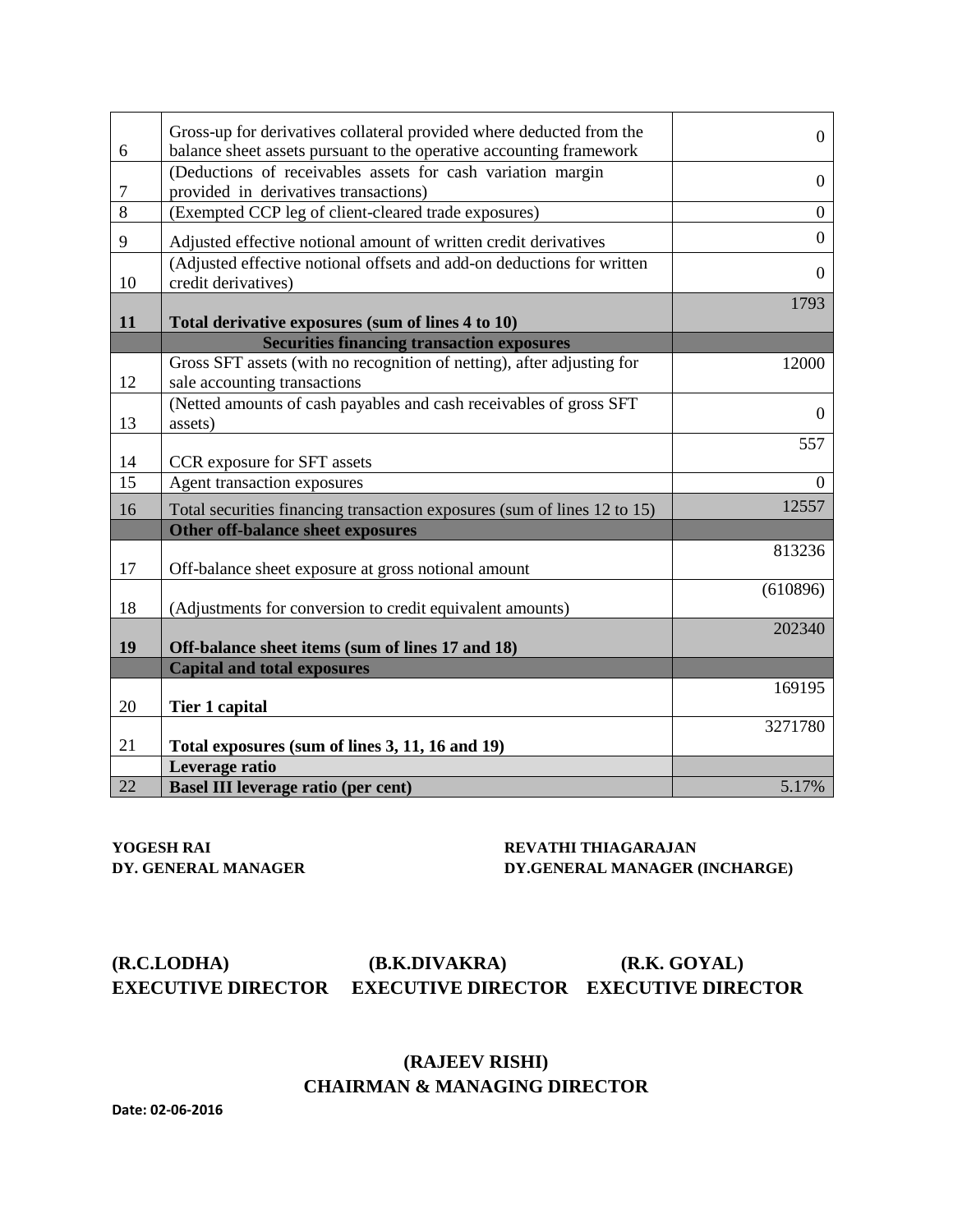| | | |
|---|---|---|
| 6 | Gross-up for derivatives collateral provided where deducted from the balance sheet assets pursuant to the operative accounting framework | 0 |
| 7 | (Deductions of receivables assets for cash variation margin provided in derivatives transactions) | 0 |
| 8 | (Exempted CCP leg of client-cleared trade exposures) | 0 |
| 9 | Adjusted effective notional amount of written credit derivatives | 0 |
| 10 | (Adjusted effective notional offsets and add-on deductions for written credit derivatives) | 0 |
| **11** | **Total derivative exposures (sum of lines 4 to 10)** | 1793 |
| | **Securities financing transaction exposures** | |
| 12 | Gross SFT assets (with no recognition of netting), after adjusting for sale accounting transactions | 12000 |
| 13 | (Netted amounts of cash payables and cash receivables of gross SFT assets) | 0 |
| 14 | CCR exposure for SFT assets | 557 |
| 15 | Agent transaction exposures | 0 |
| 16 | Total securities financing transaction exposures (sum of lines 12 to 15) | 12557 |
| | **Other off-balance sheet exposures** | |
| 17 | Off-balance sheet exposure at gross notional amount | 813236 |
| 18 | (Adjustments for conversion to credit equivalent amounts) | (610896) |
| **19** | **Off-balance sheet items (sum of lines 17 and 18)** | 202340 |
| | **Capital and total exposures** | |
| 20 | **Tier 1 capital** | 169195 |
| 21 | **Total exposures (sum of lines 3, 11, 16 and 19)** | 3271780 |
| | **Leverage ratio** | |
| 22 | **Basel III leverage ratio (per cent)** | 5.17% |

**YOGESH RAI**
**DY. GENERAL MANAGER**

**REVATHI THIAGARAJAN**
**DY.GENERAL MANAGER (INCHARGE)**

**(R.C.LODHA)**
**EXECUTIVE DIRECTOR**

**(B.K.DIVAKRA)**
**EXECUTIVE DIRECTOR**

**(R.K. GOYAL)**
**EXECUTIVE DIRECTOR**

**(RAJEEV RISHI)**
**CHAIRMAN & MANAGING DIRECTOR**

**Date: 02-06-2016**